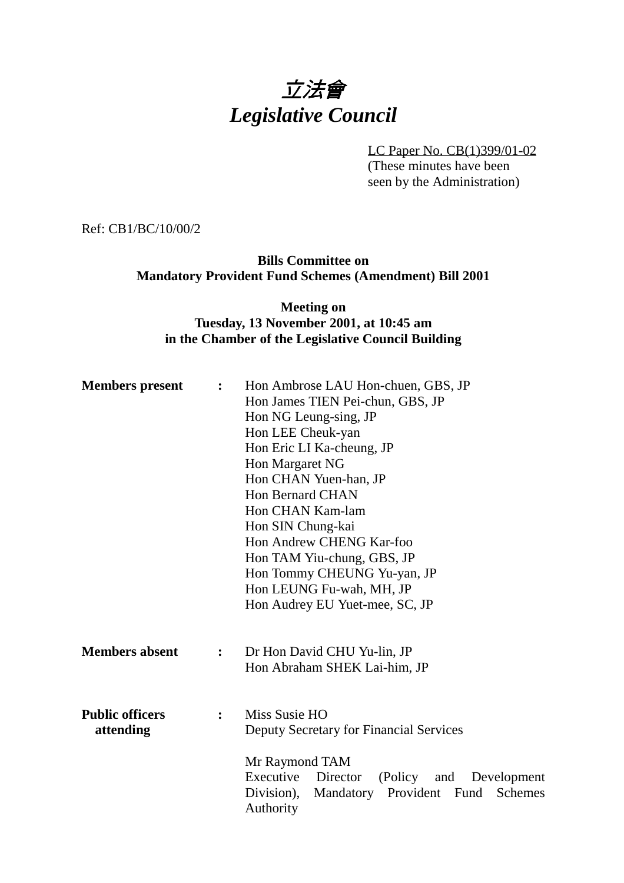# *立法會*
# *Legislative Council*

LC Paper No. CB(1)399/01-02
(These minutes have been seen by the Administration)

Ref: CB1/BC/10/00/2

**Bills Committee on**
**Mandatory Provident Fund Schemes (Amendment) Bill 2001**

**Meeting on**
**Tuesday, 13 November 2001, at 10:45 am**
**in the Chamber of the Legislative Council Building**

**Members present** **:**

Hon Ambrose LAU Hon-chuen, GBS, JP
Hon James TIEN Pei-chun, GBS, JP
Hon NG Leung-sing, JP
Hon LEE Cheuk-yan
Hon Eric LI Ka-cheung, JP
Hon Margaret NG
Hon CHAN Yuen-han, JP
Hon Bernard CHAN
Hon CHAN Kam-lam
Hon SIN Chung-kai
Hon Andrew CHENG Kar-foo
Hon TAM Yiu-chung, GBS, JP
Hon Tommy CHEUNG Yu-yan, JP
Hon LEUNG Fu-wah, MH, JP
Hon Audrey EU Yuet-mee, SC, JP

**Members absent** **:**

Dr Hon David CHU Yu-lin, JP
Hon Abraham SHEK Lai-him, JP

**Public officers attending** **:**

Miss Susie HO
Deputy Secretary for Financial Services

Mr Raymond TAM
Executive Director (Policy and Development Division), Mandatory Provident Fund Schemes Authority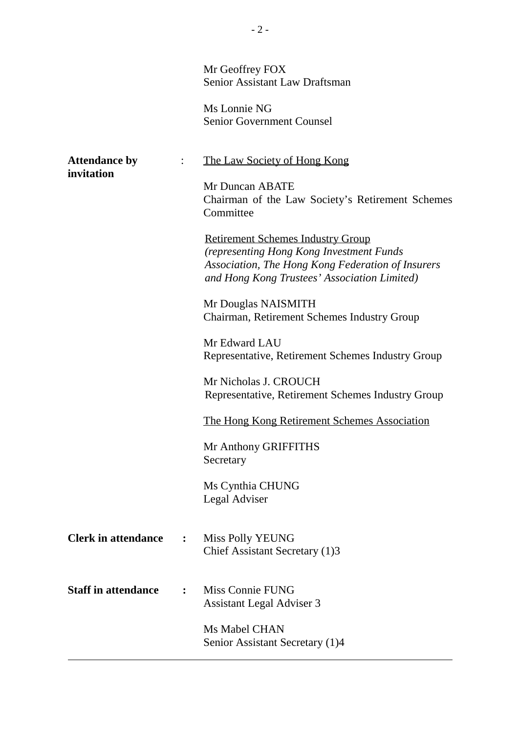Mr Geoffrey FOX
Senior Assistant Law Draftsman

Ms Lonnie NG
Senior Government Counsel

**Attendance by invitation** :

<u>The Law Society of Hong Kong</u>

Mr Duncan ABATE
Chairman of the Law Society's Retirement Schemes Committee

<u>Retirement Schemes Industry Group</u>
*(representing Hong Kong Investment Funds Association, The Hong Kong Federation of Insurers and Hong Kong Trustees' Association Limited)*

Mr Douglas NAISMITH
Chairman, Retirement Schemes Industry Group

Mr Edward LAU
Representative, Retirement Schemes Industry Group

Mr Nicholas J. CROUCH
Representative, Retirement Schemes Industry Group

<u>The Hong Kong Retirement Schemes Association</u>

Mr Anthony GRIFFITHS
Secretary

Ms Cynthia CHUNG
Legal Adviser

**Clerk in attendance :**

Miss Polly YEUNG
Chief Assistant Secretary (1)3

**Staff in attendance :**

Miss Connie FUNG
Assistant Legal Adviser 3

Ms Mabel CHAN
Senior Assistant Secretary (1)4

---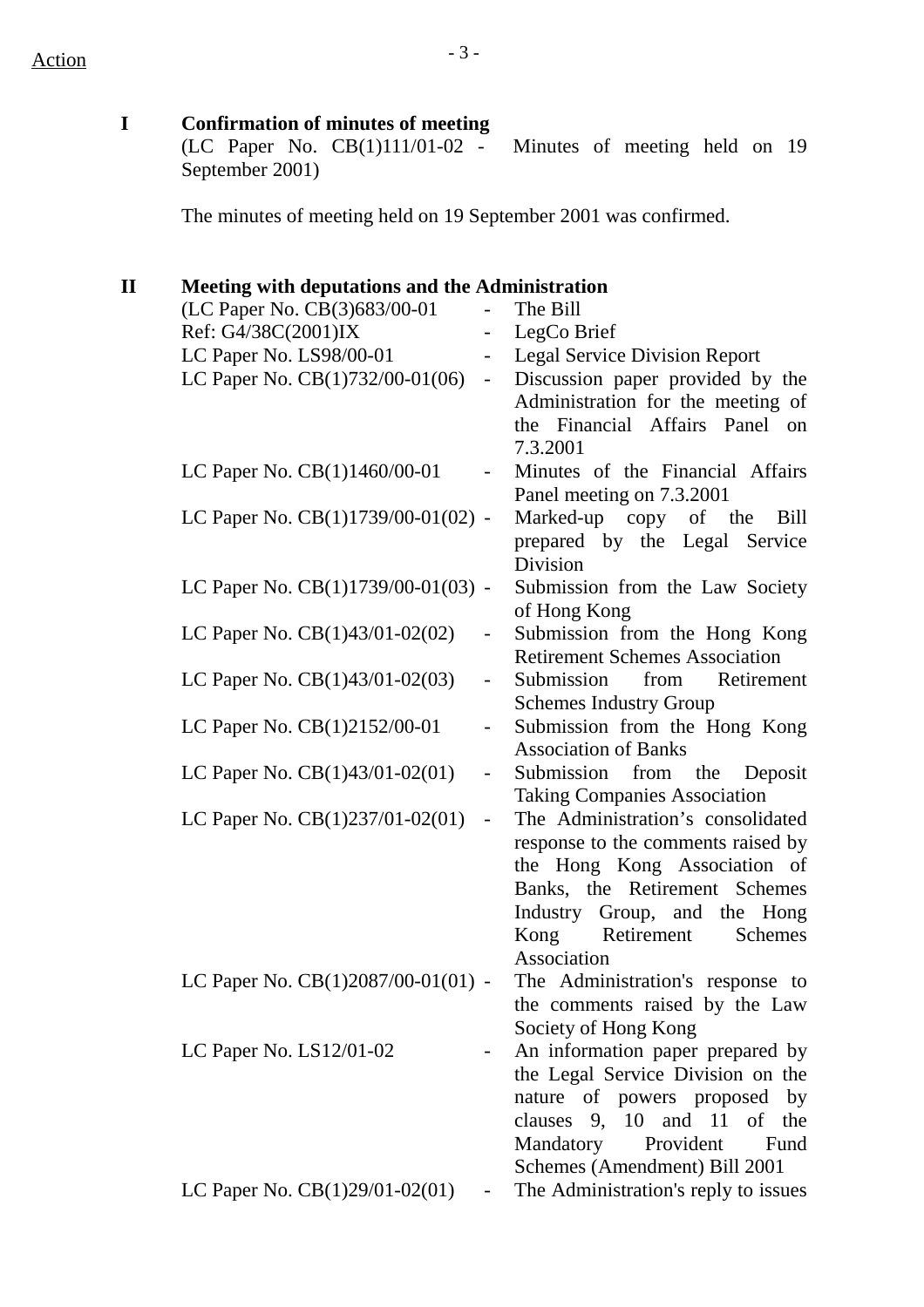Action

**I Confirmation of minutes of meeting**

(LC Paper No. CB(1)111/01-02 - Minutes of meeting held on 19 September 2001)

The minutes of meeting held on 19 September 2001 was confirmed.

**II Meeting with deputations and the Administration**

| | | |
|---|---|---|
| (LC Paper No. CB(3)683/00-01 | - | The Bill |
| Ref: G4/38C(2001)IX | - | LegCo Brief |
| LC Paper No. LS98/00-01 | - | Legal Service Division Report |
| LC Paper No. CB(1)732/00-01(06) | - | Discussion paper provided by the Administration for the meeting of the Financial Affairs Panel on 7.3.2001 |
| LC Paper No. CB(1)1460/00-01 | - | Minutes of the Financial Affairs Panel meeting on 7.3.2001 |
| LC Paper No. CB(1)1739/00-01(02) | - | Marked-up copy of the Bill prepared by the Legal Service Division |
| LC Paper No. CB(1)1739/00-01(03) | - | Submission from the Law Society of Hong Kong |
| LC Paper No. CB(1)43/01-02(02) | - | Submission from the Hong Kong Retirement Schemes Association |
| LC Paper No. CB(1)43/01-02(03) | - | Submission from Retirement Schemes Industry Group |
| LC Paper No. CB(1)2152/00-01 | - | Submission from the Hong Kong Association of Banks |
| LC Paper No. CB(1)43/01-02(01) | - | Submission from the Deposit Taking Companies Association |
| LC Paper No. CB(1)237/01-02(01) | - | The Administration's consolidated response to the comments raised by the Hong Kong Association of Banks, the Retirement Schemes Industry Group, and the Hong Kong Retirement Schemes Association |
| LC Paper No. CB(1)2087/00-01(01) | - | The Administration's response to the comments raised by the Law Society of Hong Kong |
| LC Paper No. LS12/01-02 | - | An information paper prepared by the Legal Service Division on the nature of powers proposed by clauses 9, 10 and 11 of the Mandatory Provident Fund Schemes (Amendment) Bill 2001 |
| LC Paper No. CB(1)29/01-02(01) | - | The Administration's reply to issues |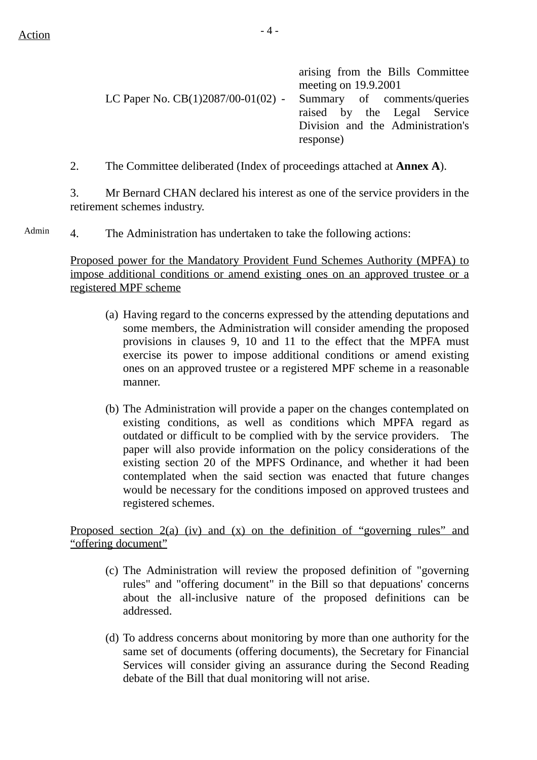Action

| | | |
|---|---|---|
| | | arising from the Bills Committee meeting on 19.9.2001 |
| LC Paper No. CB(1)2087/00-01(02) | - | Summary of comments/queries raised by the Legal Service Division and the Administration's response) |

2. The Committee deliberated (Index of proceedings attached at **Annex A**).

3. Mr Bernard CHAN declared his interest as one of the service providers in the retirement schemes industry.

Admin

4. The Administration has undertaken to take the following actions:

Proposed power for the Mandatory Provident Fund Schemes Authority (MPFA) to impose additional conditions or amend existing ones on an approved trustee or a registered MPF scheme

(a) Having regard to the concerns expressed by the attending deputations and some members, the Administration will consider amending the proposed provisions in clauses 9, 10 and 11 to the effect that the MPFA must exercise its power to impose additional conditions or amend existing ones on an approved trustee or a registered MPF scheme in a reasonable manner.

(b) The Administration will provide a paper on the changes contemplated on existing conditions, as well as conditions which MPFA regard as outdated or difficult to be complied with by the service providers. The paper will also provide information on the policy considerations of the existing section 20 of the MPFS Ordinance, and whether it had been contemplated when the said section was enacted that future changes would be necessary for the conditions imposed on approved trustees and registered schemes.

Proposed section 2(a) (iv) and (x) on the definition of "governing rules" and "offering document"

(c) The Administration will review the proposed definition of "governing rules" and "offering document" in the Bill so that depuations' concerns about the all-inclusive nature of the proposed definitions can be addressed.

(d) To address concerns about monitoring by more than one authority for the same set of documents (offering documents), the Secretary for Financial Services will consider giving an assurance during the Second Reading debate of the Bill that dual monitoring will not arise.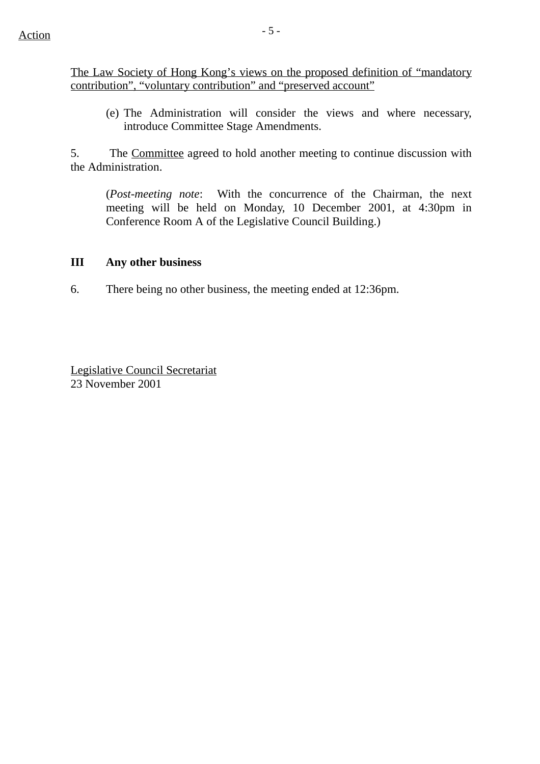Action

The Law Society of Hong Kong's views on the proposed definition of "mandatory contribution", "voluntary contribution" and "preserved account"

(e) The Administration will consider the views and where necessary, introduce Committee Stage Amendments.

5. The Committee agreed to hold another meeting to continue discussion with the Administration.

(*Post-meeting note*: With the concurrence of the Chairman, the next meeting will be held on Monday, 10 December 2001, at 4:30pm in Conference Room A of the Legislative Council Building.)

**III Any other business**

6. There being no other business, the meeting ended at 12:36pm.

Legislative Council Secretariat
23 November 2001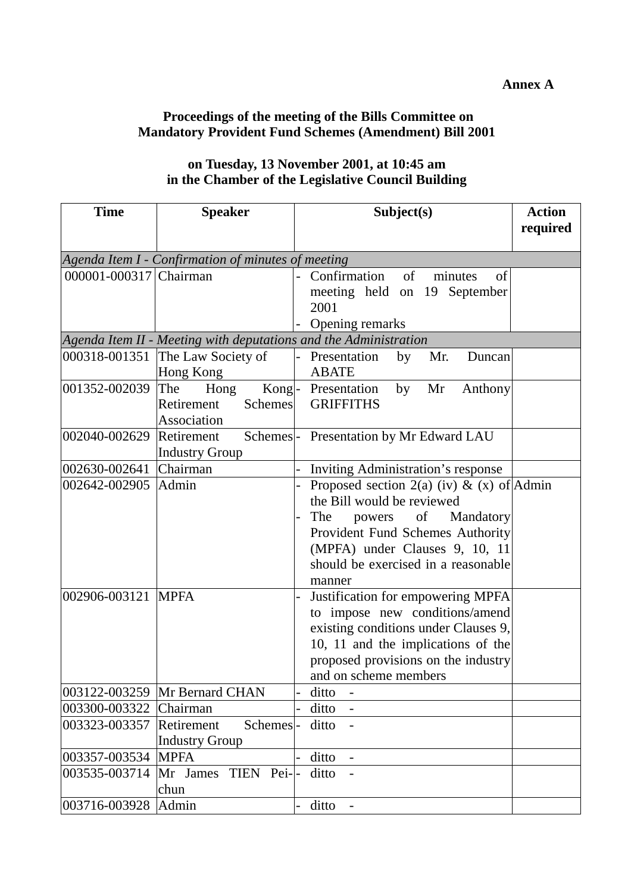**Annex A**

**Proceedings of the meeting of the Bills Committee on Mandatory Provident Fund Schemes (Amendment) Bill 2001**

**on Tuesday, 13 November 2001, at 10:45 am in the Chamber of the Legislative Council Building**

| Time | Speaker | Subject(s) | Action required |
|---|---|---|---|
| *Agenda Item I - Confirmation of minutes of meeting* | | | |
| 000001-000317 | Chairman | - Confirmation of minutes of meeting held on 19 September 2001<br>- Opening remarks | |
| *Agenda Item II - Meeting with deputations and the Administration* | | | |
| 000318-001351 | The Law Society of Hong Kong | - Presentation by Mr. Duncan ABATE | |
| 001352-002039 | The Hong Kong Retirement Schemes Association | - Presentation by Mr Anthony GRIFFITHS | |
| 002040-002629 | Retirement Schemes Industry Group | - Presentation by Mr Edward LAU | |
| 002630-002641 | Chairman | - Inviting Administration's response | |
| 002642-002905 | Admin | - Proposed section 2(a) (iv) & (x) of the Bill would be reviewed<br>- The powers of Mandatory Provident Fund Schemes Authority (MPFA) under Clauses 9, 10, 11 should be exercised in a reasonable manner | Admin |
| 002906-003121 | MPFA | - Justification for empowering MPFA to impose new conditions/amend existing conditions under Clauses 9, 10, 11 and the implications of the proposed provisions on the industry and on scheme members | |
| 003122-003259 | Mr Bernard CHAN | - ditto - | |
| 003300-003322 | Chairman | - ditto - | |
| 003323-003357 | Retirement Schemes Industry Group | - ditto - | |
| 003357-003534 | MPFA | - ditto - | |
| 003535-003714 | Mr James TIEN Pei-chun | - ditto - | |
| 003716-003928 | Admin | - ditto - | |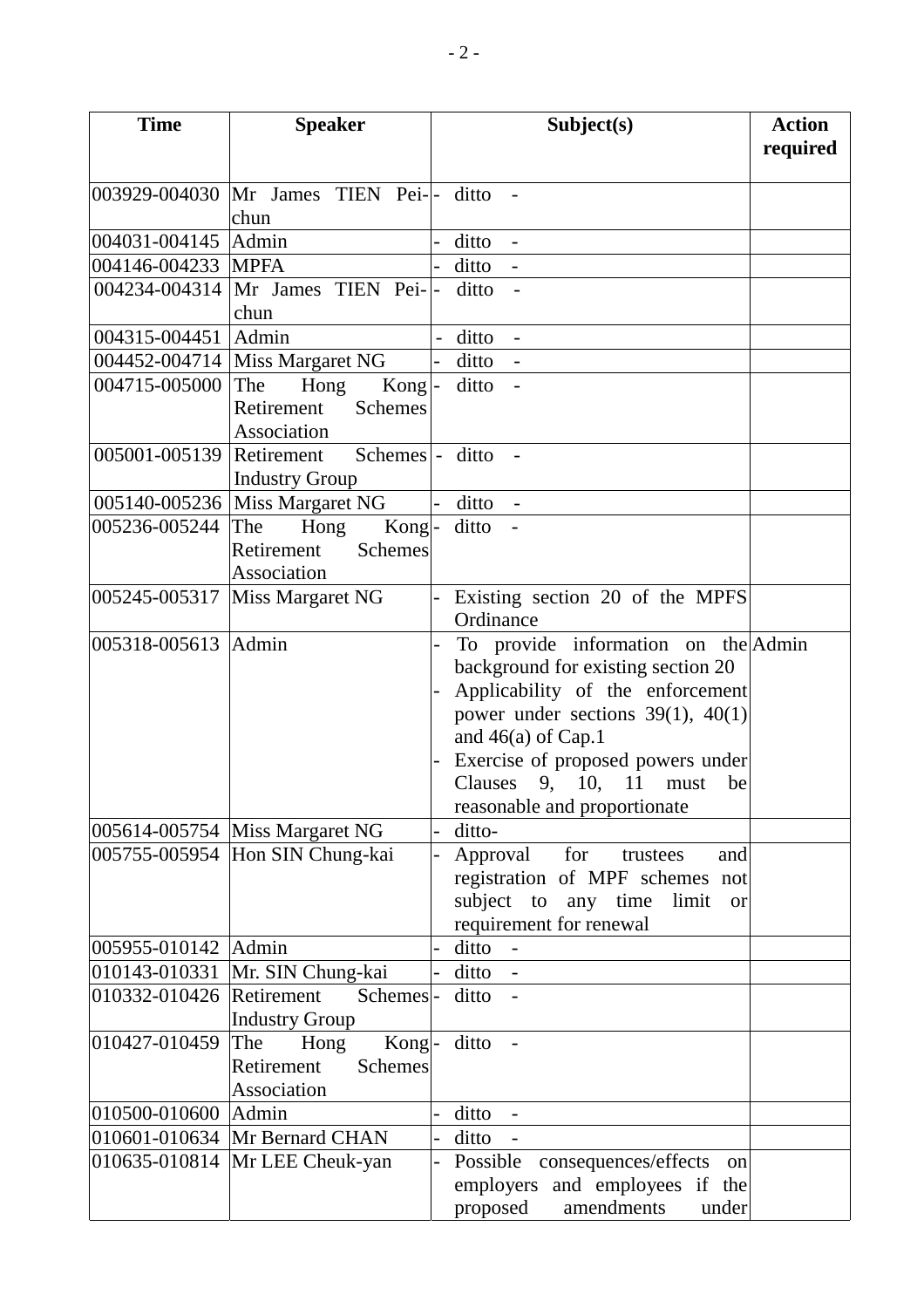| Time | Speaker | Subject(s) | Action required |
|---|---|---|---|
| 003929-004030 | Mr James TIEN Pei-chun | - ditto - | |
| 004031-004145 | Admin | - ditto - | |
| 004146-004233 | MPFA | - ditto - | |
| 004234-004314 | Mr James TIEN Pei-chun | - ditto - | |
| 004315-004451 | Admin | - ditto - | |
| 004452-004714 | Miss Margaret NG | - ditto - | |
| 004715-005000 | The Hong Kong Retirement Schemes Association | - ditto - | |
| 005001-005139 | Retirement Schemes Industry Group | - ditto - | |
| 005140-005236 | Miss Margaret NG | - ditto - | |
| 005236-005244 | The Hong Kong Retirement Schemes Association | - ditto - | |
| 005245-005317 | Miss Margaret NG | - Existing section 20 of the MPFS Ordinance | |
| 005318-005613 | Admin | - To provide information on the background for existing section 20<br>- Applicability of the enforcement power under sections 39(1), 40(1) and 46(a) of Cap.1<br>- Exercise of proposed powers under Clauses 9, 10, 11 must be reasonable and proportionate | Admin |
| 005614-005754 | Miss Margaret NG | - ditto- | |
| 005755-005954 | Hon SIN Chung-kai | - Approval for trustees and registration of MPF schemes not subject to any time limit or requirement for renewal | |
| 005955-010142 | Admin | - ditto - | |
| 010143-010331 | Mr. SIN Chung-kai | - ditto - | |
| 010332-010426 | Retirement Schemes Industry Group | - ditto - | |
| 010427-010459 | The Hong Kong Retirement Schemes Association | - ditto - | |
| 010500-010600 | Admin | - ditto - | |
| 010601-010634 | Mr Bernard CHAN | - ditto - | |
| 010635-010814 | Mr LEE Cheuk-yan | - Possible consequences/effects on employers and employees if the proposed amendments under | |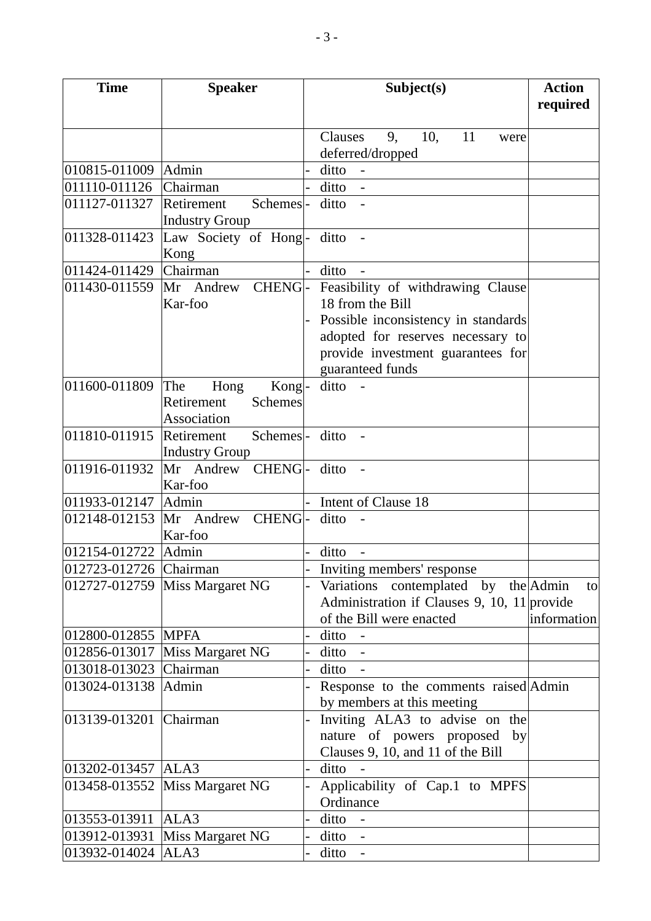| Time | Speaker | Subject(s) | Action required |
|---|---|---|---|
| | | Clauses 9, 10, 11 were deferred/dropped | |
| 010815-011009 | Admin | - ditto - | |
| 011110-011126 | Chairman | - ditto - | |
| 011127-011327 | Retirement Schemes Industry Group | - ditto - | |
| 011328-011423 | Law Society of Hong Kong | - ditto - | |
| 011424-011429 | Chairman | - ditto - | |
| 011430-011559 | Mr Andrew CHENG Kar-foo | - Feasibility of withdrawing Clause 18 from the Bill<br>- Possible inconsistency in standards adopted for reserves necessary to provide investment guarantees for guaranteed funds | |
| 011600-011809 | The Hong Kong Retirement Schemes Association | - ditto - | |
| 011810-011915 | Retirement Schemes Industry Group | - ditto - | |
| 011916-011932 | Mr Andrew CHENG Kar-foo | - ditto - | |
| 011933-012147 | Admin | - Intent of Clause 18 | |
| 012148-012153 | Mr Andrew CHENG Kar-foo | - ditto - | |
| 012154-012722 | Admin | - ditto - | |
| 012723-012726 | Chairman | - Inviting members' response | |
| 012727-012759 | Miss Margaret NG | - Variations contemplated by the Administration if Clauses 9, 10, 11 of the Bill were enacted | Admin to provide information |
| 012800-012855 | MPFA | - ditto - | |
| 012856-013017 | Miss Margaret NG | - ditto - | |
| 013018-013023 | Chairman | - ditto - | |
| 013024-013138 | Admin | - Response to the comments raised by members at this meeting | Admin |
| 013139-013201 | Chairman | - Inviting ALA3 to advise on the nature of powers proposed by Clauses 9, 10, and 11 of the Bill | |
| 013202-013457 | ALA3 | - ditto - | |
| 013458-013552 | Miss Margaret NG | - Applicability of Cap.1 to MPFS Ordinance | |
| 013553-013911 | ALA3 | - ditto - | |
| 013912-013931 | Miss Margaret NG | - ditto - | |
| 013932-014024 | ALA3 | - ditto - | |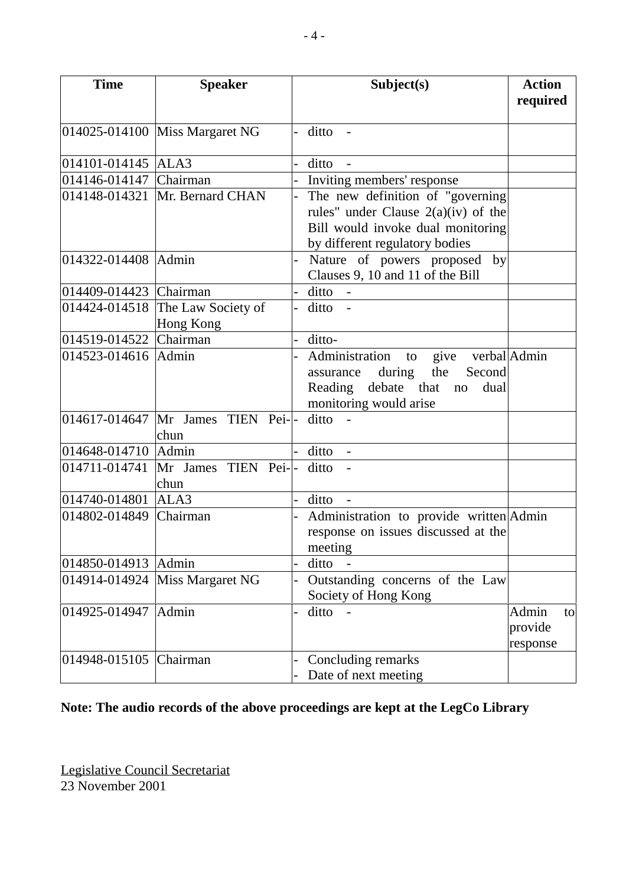| Time | Speaker | Subject(s) | Action required |
|---|---|---|---|
| 014025-014100 | Miss Margaret NG | - ditto - | |
| 014101-014145 | ALA3 | - ditto - | |
| 014146-014147 | Chairman | - Inviting members' response | |
| 014148-014321 | Mr. Bernard CHAN | - The new definition of "governing rules" under Clause 2(a)(iv) of the Bill would invoke dual monitoring by different regulatory bodies | |
| 014322-014408 | Admin | - Nature of powers proposed by Clauses 9, 10 and 11 of the Bill | |
| 014409-014423 | Chairman | - ditto - | |
| 014424-014518 | The Law Society of Hong Kong | - ditto - | |
| 014519-014522 | Chairman | - ditto- | |
| 014523-014616 | Admin | - Administration to give verbal assurance during the Second Reading debate that no dual monitoring would arise | Admin |
| 014617-014647 | Mr James TIEN Pei-chun | - ditto - | |
| 014648-014710 | Admin | - ditto - | |
| 014711-014741 | Mr James TIEN Pei-chun | - ditto - | |
| 014740-014801 | ALA3 | - ditto - | |
| 014802-014849 | Chairman | - Administration to provide written response on issues discussed at the meeting | Admin |
| 014850-014913 | Admin | - ditto - | |
| 014914-014924 | Miss Margaret NG | - Outstanding concerns of the Law Society of Hong Kong | |
| 014925-014947 | Admin | - ditto - | Admin to provide response |
| 014948-015105 | Chairman | - Concluding remarks<br>- Date of next meeting | |

**Note: The audio records of the above proceedings are kept at the LegCo Library**

Legislative Council Secretariat
23 November 2001